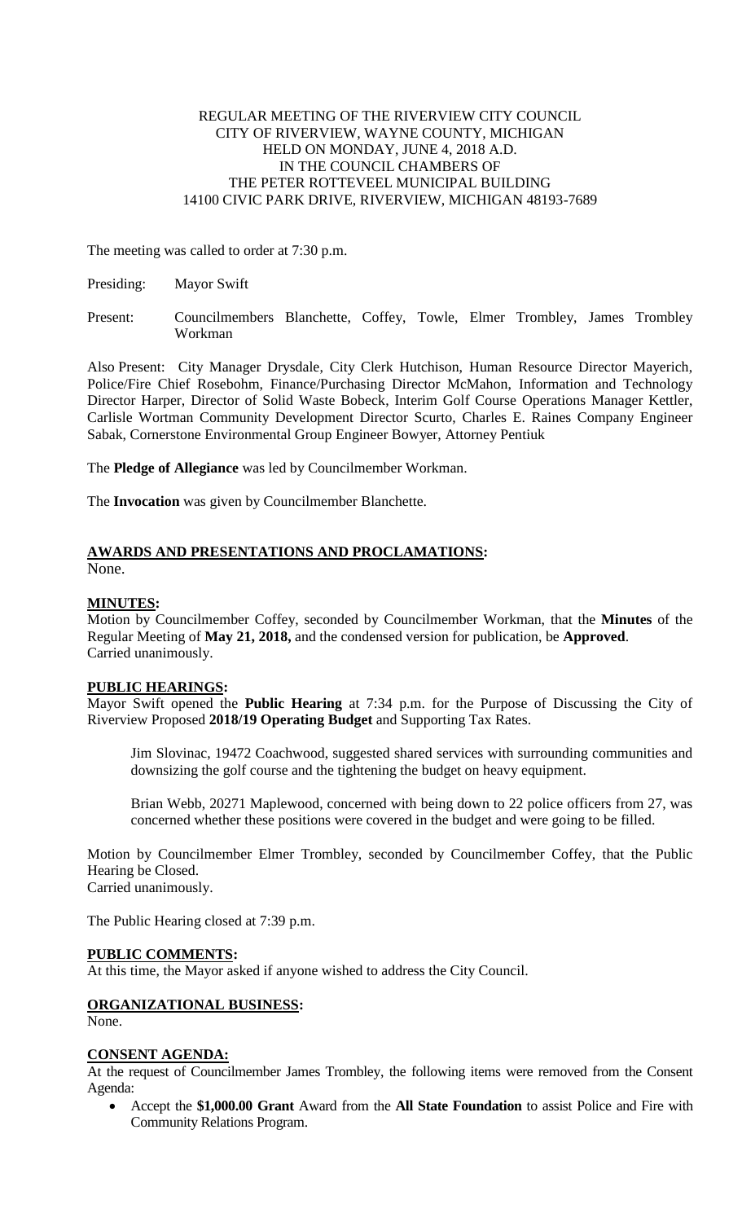REGULAR MEETING OF THE RIVERVIEW CITY COUNCIL
CITY OF RIVERVIEW, WAYNE COUNTY, MICHIGAN
HELD ON MONDAY, JUNE 4, 2018 A.D.
IN THE COUNCIL CHAMBERS OF
THE PETER ROTTEVEEL MUNICIPAL BUILDING
14100 CIVIC PARK DRIVE, RIVERVIEW, MICHIGAN 48193-7689

The meeting was called to order at 7:30 p.m.

Presiding: Mayor Swift

Present: Councilmembers Blanchette, Coffey, Towle, Elmer Trombley, James Trombley Workman

Also Present: City Manager Drysdale, City Clerk Hutchison, Human Resource Director Mayerich, Police/Fire Chief Rosebohm, Finance/Purchasing Director McMahon, Information and Technology Director Harper, Director of Solid Waste Bobeck, Interim Golf Course Operations Manager Kettler, Carlisle Wortman Community Development Director Scurto, Charles E. Raines Company Engineer Sabak, Cornerstone Environmental Group Engineer Bowyer, Attorney Pentiuk

The **Pledge of Allegiance** was led by Councilmember Workman.

The **Invocation** was given by Councilmember Blanchette.

**AWARDS AND PRESENTATIONS AND PROCLAMATIONS:**
None.

**MINUTES:**
Motion by Councilmember Coffey, seconded by Councilmember Workman, that the **Minutes** of the Regular Meeting of **May 21, 2018,** and the condensed version for publication, be **Approved**.
Carried unanimously.

**PUBLIC HEARINGS:**
Mayor Swift opened the **Public Hearing** at 7:34 p.m. for the Purpose of Discussing the City of Riverview Proposed **2018/19 Operating Budget** and Supporting Tax Rates.

Jim Slovinac, 19472 Coachwood, suggested shared services with surrounding communities and downsizing the golf course and the tightening the budget on heavy equipment.

Brian Webb, 20271 Maplewood, concerned with being down to 22 police officers from 27, was concerned whether these positions were covered in the budget and were going to be filled.

Motion by Councilmember Elmer Trombley, seconded by Councilmember Coffey, that the Public Hearing be Closed.
Carried unanimously.

The Public Hearing closed at 7:39 p.m.

**PUBLIC COMMENTS:**
At this time, the Mayor asked if anyone wished to address the City Council.

**ORGANIZATIONAL BUSINESS:**
None.

**CONSENT AGENDA:**
At the request of Councilmember James Trombley, the following items were removed from the Consent Agenda:

- Accept the **$1,000.00 Grant** Award from the **All State Foundation** to assist Police and Fire with Community Relations Program.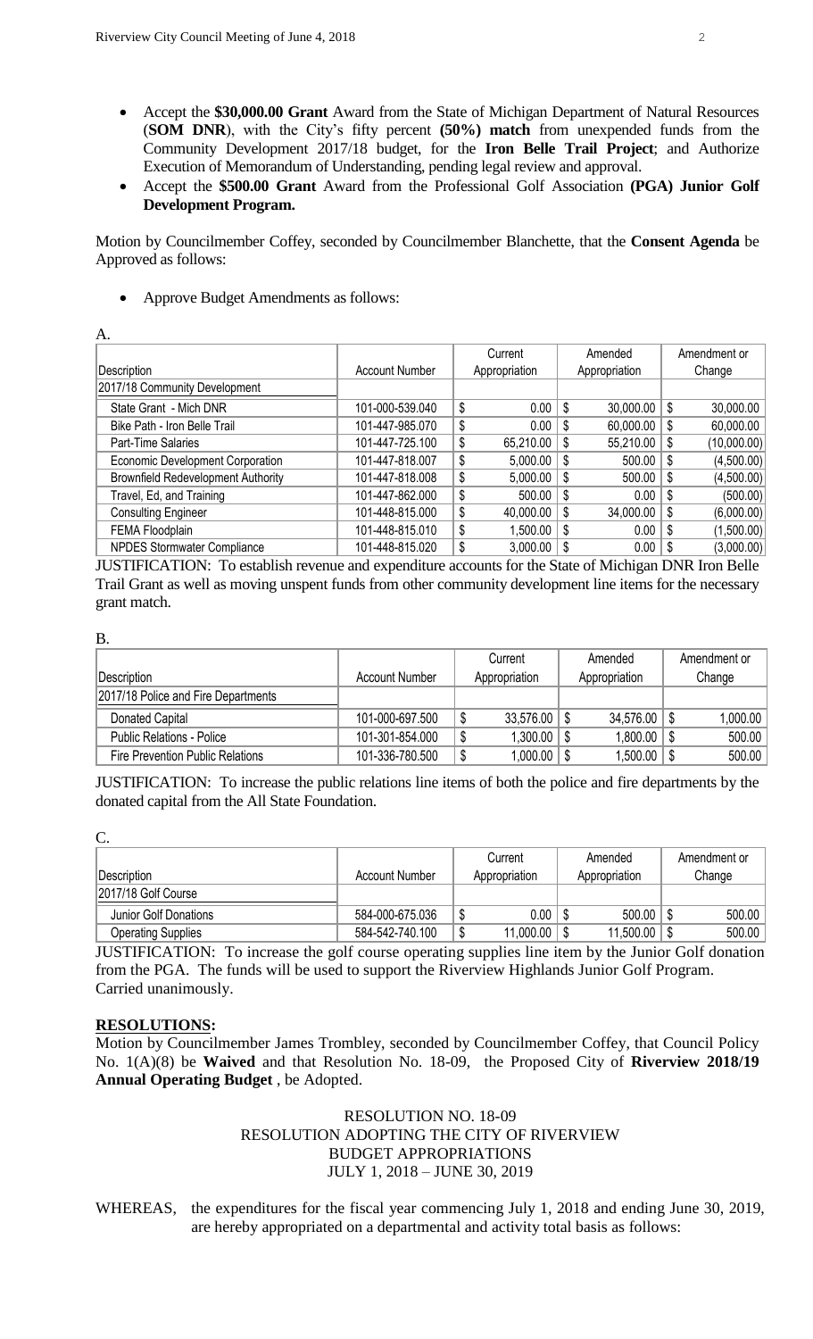- Accept the **$30,000.00 Grant** Award from the State of Michigan Department of Natural Resources (**SOM DNR**), with the City's fifty percent **(50%) match** from unexpended funds from the Community Development 2017/18 budget, for the **Iron Belle Trail Project**; and Authorize Execution of Memorandum of Understanding, pending legal review and approval.
- Accept the **$500.00 Grant** Award from the Professional Golf Association **(PGA) Junior Golf Development Program.**

Motion by Councilmember Coffey, seconded by Councilmember Blanchette, that the **Consent Agenda** be Approved as follows:

- Approve Budget Amendments as follows:

A.

| Description | Account Number | Current Appropriation | Amended Appropriation | Amendment or Change |
|---|---|---|---|---|
| 2017/18 Community Development | | | | |
| State Grant - Mich DNR | 101-000-539.040 | $ 0.00 | $ 30,000.00 | $ 30,000.00 |
| Bike Path - Iron Belle Trail | 101-447-985.070 | $ 0.00 | $ 60,000.00 | $ 60,000.00 |
| Part-Time Salaries | 101-447-725.100 | $ 65,210.00 | $ 55,210.00 | $ (10,000.00) |
| Economic Development Corporation | 101-447-818.007 | $ 5,000.00 | $ 500.00 | $ (4,500.00) |
| Brownfield Redevelopment Authority | 101-447-818.008 | $ 5,000.00 | $ 500.00 | $ (4,500.00) |
| Travel, Ed, and Training | 101-447-862.000 | $ 500.00 | $ 0.00 | $ (500.00) |
| Consulting Engineer | 101-448-815.000 | $ 40,000.00 | $ 34,000.00 | $ (6,000.00) |
| FEMA Floodplain | 101-448-815.010 | $ 1,500.00 | $ 0.00 | $ (1,500.00) |
| NPDES Stormwater Compliance | 101-448-815.020 | $ 3,000.00 | $ 0.00 | $ (3,000.00) |

JUSTIFICATION: To establish revenue and expenditure accounts for the State of Michigan DNR Iron Belle Trail Grant as well as moving unspent funds from other community development line items for the necessary grant match.

B.

| Description | Account Number | Current Appropriation | Amended Appropriation | Amendment or Change |
|---|---|---|---|---|
| 2017/18 Police and Fire Departments | | | | |
| Donated Capital | 101-000-697.500 | $ 33,576.00 | $ 34,576.00 | $ 1,000.00 |
| Public Relations - Police | 101-301-854.000 | $ 1,300.00 | $ 1,800.00 | $ 500.00 |
| Fire Prevention Public Relations | 101-336-780.500 | $ 1,000.00 | $ 1,500.00 | $ 500.00 |

JUSTIFICATION: To increase the public relations line items of both the police and fire departments by the donated capital from the All State Foundation.

C.

| Description | Account Number | Current Appropriation | Amended Appropriation | Amendment or Change |
|---|---|---|---|---|
| 2017/18 Golf Course | | | | |
| Junior Golf Donations | 584-000-675.036 | $ 0.00 | $ 500.00 | $ 500.00 |
| Operating Supplies | 584-542-740.100 | $ 11,000.00 | $ 11,500.00 | $ 500.00 |

JUSTIFICATION: To increase the golf course operating supplies line item by the Junior Golf donation from the PGA. The funds will be used to support the Riverview Highlands Junior Golf Program.
Carried unanimously.

**RESOLUTIONS:**

Motion by Councilmember James Trombley, seconded by Councilmember Coffey, that Council Policy No. 1(A)(8) be **Waived** and that Resolution No. 18-09, the Proposed City of **Riverview 2018/19 Annual Operating Budget** , be Adopted.

RESOLUTION NO. 18-09
RESOLUTION ADOPTING THE CITY OF RIVERVIEW
BUDGET APPROPRIATIONS
JULY 1, 2018 – JUNE 30, 2019

WHEREAS, the expenditures for the fiscal year commencing July 1, 2018 and ending June 30, 2019, are hereby appropriated on a departmental and activity total basis as follows: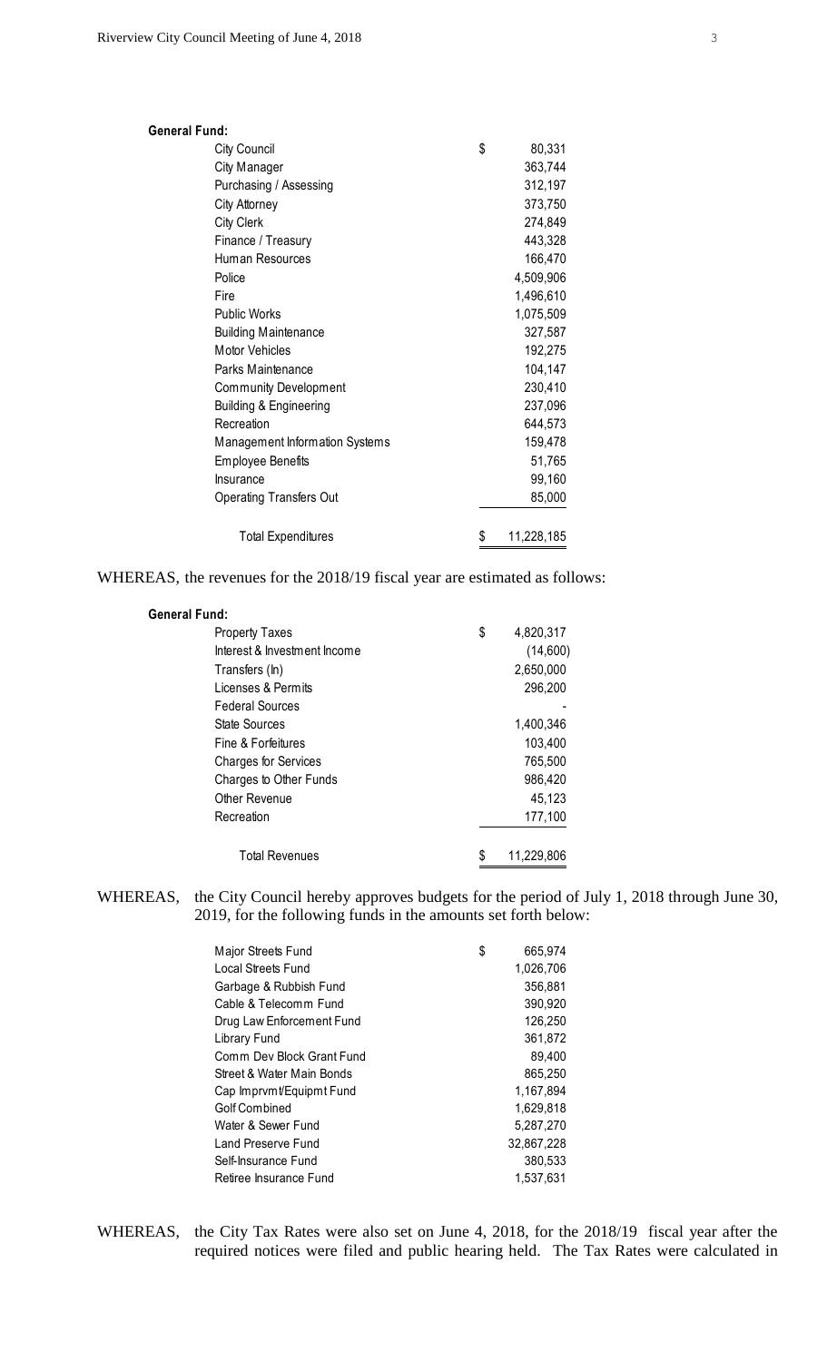| General Fund: | | |
| --- | --- | --- |
| City Council | $ | 80,331 |
| City Manager | | 363,744 |
| Purchasing / Assessing | | 312,197 |
| City Attorney | | 373,750 |
| City Clerk | | 274,849 |
| Finance / Treasury | | 443,328 |
| Human Resources | | 166,470 |
| Police | | 4,509,906 |
| Fire | | 1,496,610 |
| Public Works | | 1,075,509 |
| Building Maintenance | | 327,587 |
| Motor Vehicles | | 192,275 |
| Parks Maintenance | | 104,147 |
| Community Development | | 230,410 |
| Building & Engineering | | 237,096 |
| Recreation | | 644,573 |
| Management Information Systems | | 159,478 |
| Employee Benefits | | 51,765 |
| Insurance | | 99,160 |
| Operating Transfers Out | | 85,000 |
| Total Expenditures | $ | 11,228,185 |

WHEREAS, the revenues for the 2018/19 fiscal year are estimated as follows:

| General Fund: | | |
| --- | --- | --- |
| Property Taxes | $ | 4,820,317 |
| Interest & Investment Income | | (14,600) |
| Transfers (In) | | 2,650,000 |
| Licenses & Permits | | 296,200 |
| Federal Sources | | - |
| State Sources | | 1,400,346 |
| Fine & Forfeitures | | 103,400 |
| Charges for Services | | 765,500 |
| Charges to Other Funds | | 986,420 |
| Other Revenue | | 45,123 |
| Recreation | | 177,100 |
| Total Revenues | $ | 11,229,806 |

WHEREAS, the City Council hereby approves budgets for the period of July 1, 2018 through June 30, 2019, for the following funds in the amounts set forth below:

| Fund | | Amount |
| --- | --- | --- |
| Major Streets Fund | $ | 665,974 |
| Local Streets Fund | | 1,026,706 |
| Garbage & Rubbish Fund | | 356,881 |
| Cable & Telecomm Fund | | 390,920 |
| Drug Law Enforcement Fund | | 126,250 |
| Library Fund | | 361,872 |
| Comm Dev Block Grant Fund | | 89,400 |
| Street & Water Main Bonds | | 865,250 |
| Cap Imprvmt/Equipmt Fund | | 1,167,894 |
| Golf Combined | | 1,629,818 |
| Water & Sewer Fund | | 5,287,270 |
| Land Preserve Fund | | 32,867,228 |
| Self-Insurance Fund | | 380,533 |
| Retiree Insurance Fund | | 1,537,631 |

WHEREAS, the City Tax Rates were also set on June 4, 2018, for the 2018/19 fiscal year after the required notices were filed and public hearing held. The Tax Rates were calculated in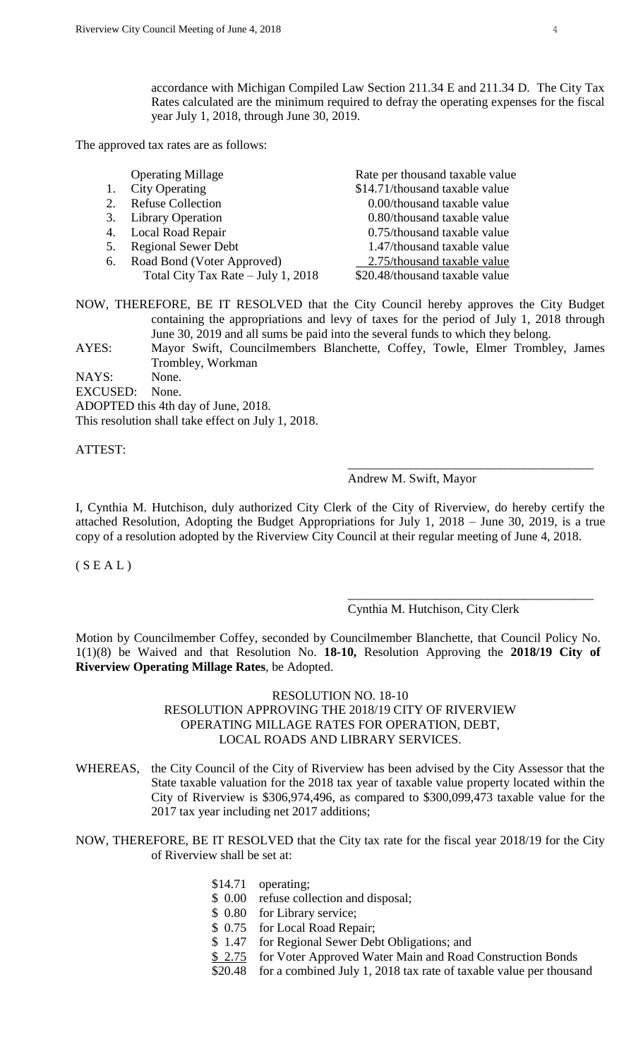accordance with Michigan Compiled Law Section 211.34 E and 211.34 D. The City Tax Rates calculated are the minimum required to defray the operating expenses for the fiscal year July 1, 2018, through June 30, 2019.

The approved tax rates are as follows:

| | Operating Millage | Rate per thousand taxable value |
|---|---|---|
| 1. | City Operating | \$14.71/thousand taxable value |
| 2. | Refuse Collection | 0.00/thousand taxable value |
| 3. | Library Operation | 0.80/thousand taxable value |
| 4. | Local Road Repair | 0.75/thousand taxable value |
| 5. | Regional Sewer Debt | 1.47/thousand taxable value |
| 6. | Road Bond (Voter Approved) | 2.75/thousand taxable value |
| | Total City Tax Rate – July 1, 2018 | \$20.48/thousand taxable value |

NOW, THEREFORE, BE IT RESOLVED that the City Council hereby approves the City Budget containing the appropriations and levy of taxes for the period of July 1, 2018 through June 30, 2019 and all sums be paid into the several funds to which they belong.

AYES: Mayor Swift, Councilmembers Blanchette, Coffey, Towle, Elmer Trombley, James Trombley, Workman

NAYS: None.

EXCUSED: None.

ADOPTED this 4th day of June, 2018.

This resolution shall take effect on July 1, 2018.

ATTEST:

\_\_\_\_\_\_\_\_\_\_\_\_\_\_\_\_\_\_\_\_\_\_\_\_\_\_\_\_\_\_\_\_\_\_\_\_\_\_

Andrew M. Swift, Mayor

I, Cynthia M. Hutchison, duly authorized City Clerk of the City of Riverview, do hereby certify the attached Resolution, Adopting the Budget Appropriations for July 1, 2018 – June 30, 2019, is a true copy of a resolution adopted by the Riverview City Council at their regular meeting of June 4, 2018.

( S E A L )

\_\_\_\_\_\_\_\_\_\_\_\_\_\_\_\_\_\_\_\_\_\_\_\_\_\_\_\_\_\_\_\_\_\_\_\_\_\_

Cynthia M. Hutchison, City Clerk

Motion by Councilmember Coffey, seconded by Councilmember Blanchette, that Council Policy No. 1(1)(8) be Waived and that Resolution No. **18-10,** Resolution Approving the **2018/19 City of Riverview Operating Millage Rates**, be Adopted.

RESOLUTION NO. 18-10
RESOLUTION APPROVING THE 2018/19 CITY OF RIVERVIEW OPERATING MILLAGE RATES FOR OPERATION, DEBT, LOCAL ROADS AND LIBRARY SERVICES.

WHEREAS, the City Council of the City of Riverview has been advised by the City Assessor that the State taxable valuation for the 2018 tax year of taxable value property located within the City of Riverview is \$306,974,496, as compared to \$300,099,473 taxable value for the 2017 tax year including net 2017 additions;

NOW, THEREFORE, BE IT RESOLVED that the City tax rate for the fiscal year 2018/19 for the City of Riverview shall be set at:

| | |
|---|---|
| \$14.71 | operating; |
| \$ 0.00 | refuse collection and disposal; |
| \$ 0.80 | for Library service; |
| \$ 0.75 | for Local Road Repair; |
| \$ 1.47 | for Regional Sewer Debt Obligations; and |
| \$ 2.75 | for Voter Approved Water Main and Road Construction Bonds |
| \$20.48 | for a combined July 1, 2018 tax rate of taxable value per thousand |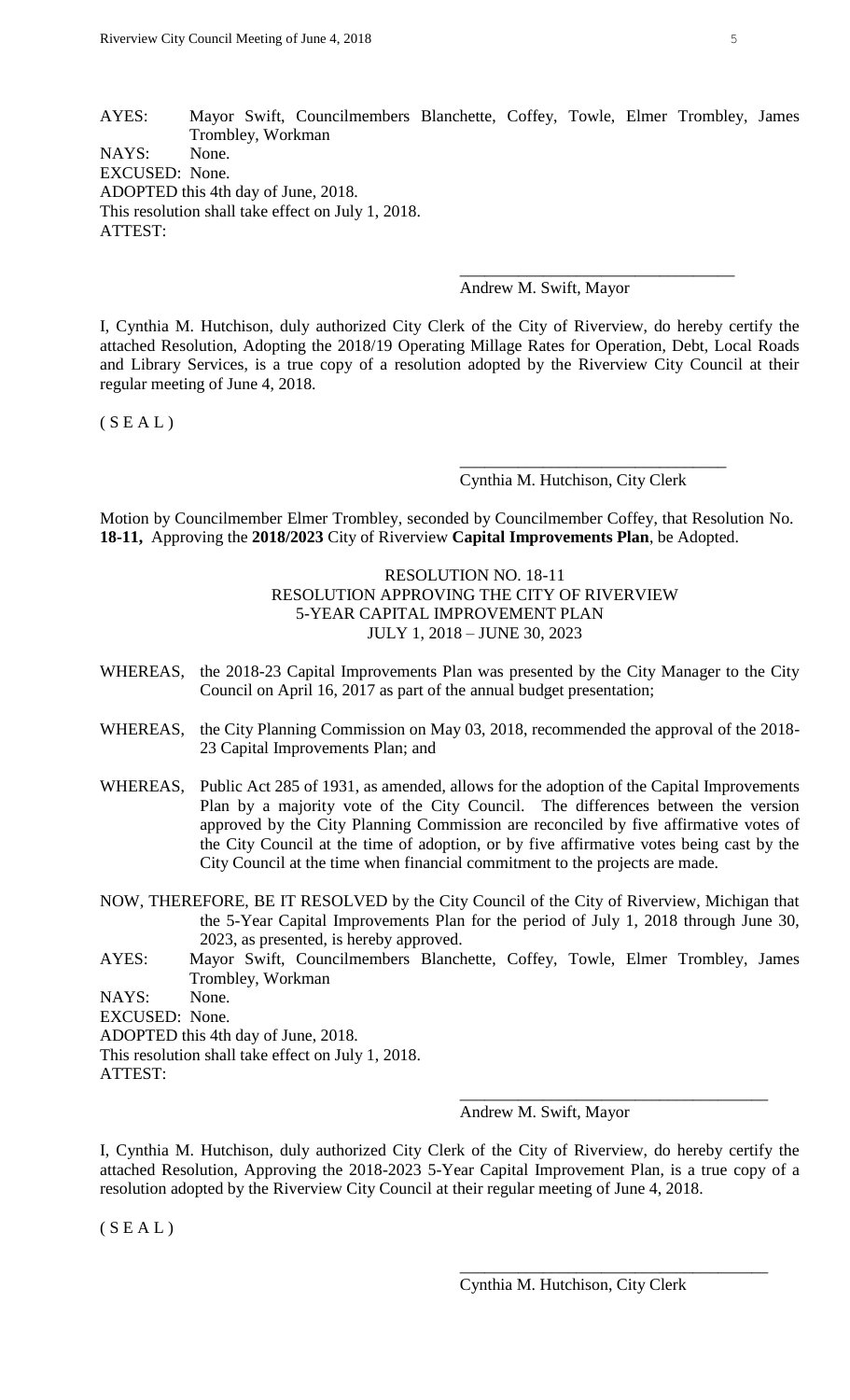AYES: Mayor Swift, Councilmembers Blanchette, Coffey, Towle, Elmer Trombley, James Trombley, Workman

NAYS: None.

EXCUSED: None.

ADOPTED this 4th day of June, 2018.

This resolution shall take effect on July 1, 2018.

ATTEST:

\_\_\_\_\_\_\_\_\_\_\_\_\_\_\_\_\_\_\_\_\_\_\_\_\_\_\_\_\_\_\_\_\_

Andrew M. Swift, Mayor

I, Cynthia M. Hutchison, duly authorized City Clerk of the City of Riverview, do hereby certify the attached Resolution, Adopting the 2018/19 Operating Millage Rates for Operation, Debt, Local Roads and Library Services, is a true copy of a resolution adopted by the Riverview City Council at their regular meeting of June 4, 2018.

( S E A L )

\_\_\_\_\_\_\_\_\_\_\_\_\_\_\_\_\_\_\_\_\_\_\_\_\_\_\_\_\_\_\_\_\_

Cynthia M. Hutchison, City Clerk

Motion by Councilmember Elmer Trombley, seconded by Councilmember Coffey, that Resolution No. **18-11,** Approving the **2018/2023** City of Riverview **Capital Improvements Plan**, be Adopted.

RESOLUTION NO. 18-11
RESOLUTION APPROVING THE CITY OF RIVERVIEW
5-YEAR CAPITAL IMPROVEMENT PLAN
JULY 1, 2018 – JUNE 30, 2023

WHEREAS, the 2018-23 Capital Improvements Plan was presented by the City Manager to the City Council on April 16, 2017 as part of the annual budget presentation;

WHEREAS, the City Planning Commission on May 03, 2018, recommended the approval of the 2018-23 Capital Improvements Plan; and

WHEREAS, Public Act 285 of 1931, as amended, allows for the adoption of the Capital Improvements Plan by a majority vote of the City Council. The differences between the version approved by the City Planning Commission are reconciled by five affirmative votes of the City Council at the time of adoption, or by five affirmative votes being cast by the City Council at the time when financial commitment to the projects are made.

NOW, THEREFORE, BE IT RESOLVED by the City Council of the City of Riverview, Michigan that the 5-Year Capital Improvements Plan for the period of July 1, 2018 through June 30, 2023, as presented, is hereby approved.

AYES: Mayor Swift, Councilmembers Blanchette, Coffey, Towle, Elmer Trombley, James Trombley, Workman

NAYS: None.

EXCUSED: None.

ADOPTED this 4th day of June, 2018.

This resolution shall take effect on July 1, 2018.

ATTEST:

\_\_\_\_\_\_\_\_\_\_\_\_\_\_\_\_\_\_\_\_\_\_\_\_\_\_\_\_\_\_\_\_\_

Andrew M. Swift, Mayor

I, Cynthia M. Hutchison, duly authorized City Clerk of the City of Riverview, do hereby certify the attached Resolution, Approving the 2018-2023 5-Year Capital Improvement Plan, is a true copy of a resolution adopted by the Riverview City Council at their regular meeting of June 4, 2018.

( S E A L )

\_\_\_\_\_\_\_\_\_\_\_\_\_\_\_\_\_\_\_\_\_\_\_\_\_\_\_\_\_\_\_\_\_

Cynthia M. Hutchison, City Clerk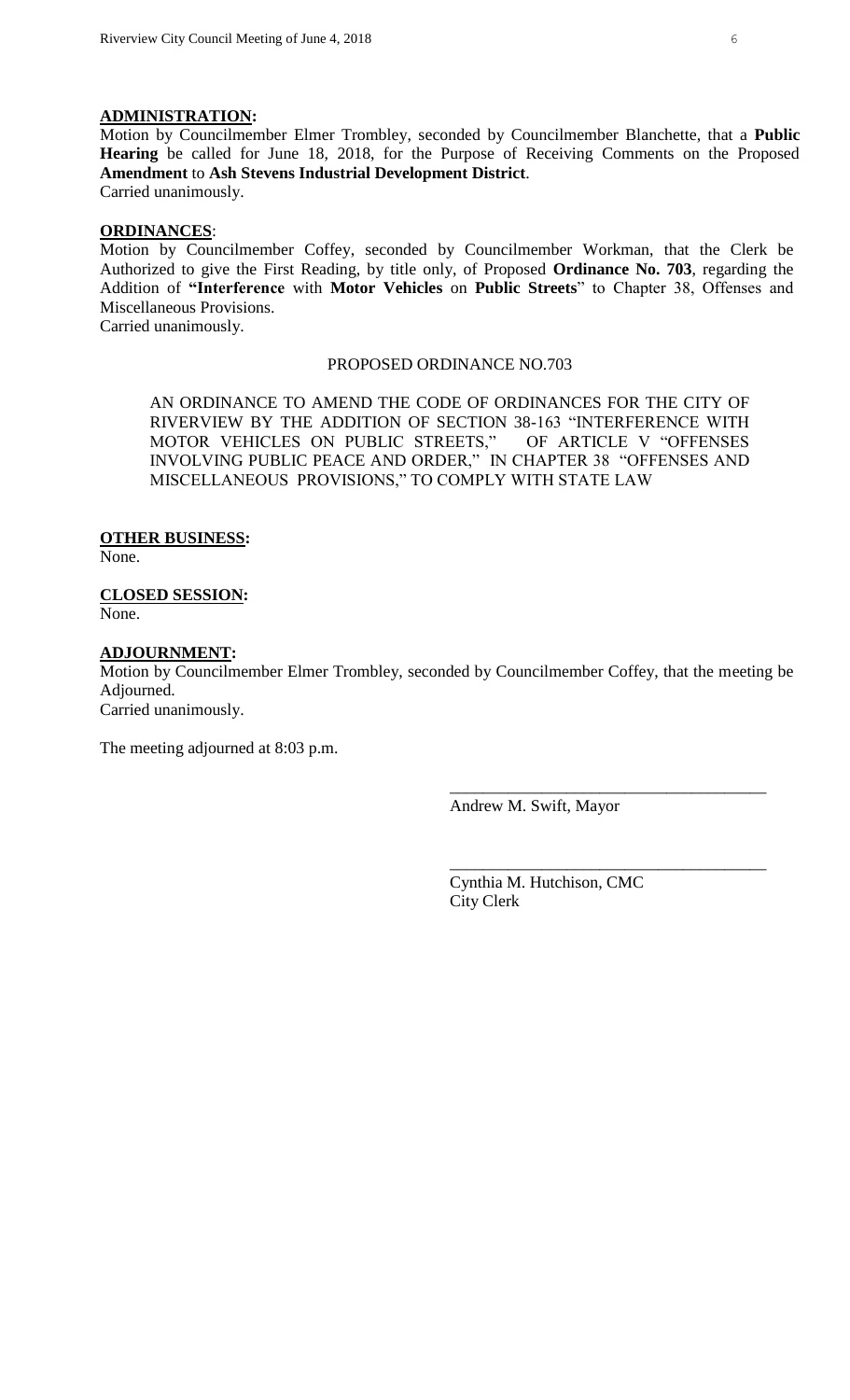**ADMINISTRATION:**

Motion by Councilmember Elmer Trombley, seconded by Councilmember Blanchette, that a **Public Hearing** be called for June 18, 2018, for the Purpose of Receiving Comments on the Proposed **Amendment** to **Ash Stevens Industrial Development District**.
Carried unanimously.

**ORDINANCES**:

Motion by Councilmember Coffey, seconded by Councilmember Workman, that the Clerk be Authorized to give the First Reading, by title only, of Proposed **Ordinance No. 703**, regarding the Addition of **"Interference** with **Motor Vehicles** on **Public Streets**" to Chapter 38, Offenses and Miscellaneous Provisions.
Carried unanimously.

PROPOSED ORDINANCE NO.703

AN ORDINANCE TO AMEND THE CODE OF ORDINANCES FOR THE CITY OF RIVERVIEW BY THE ADDITION OF SECTION 38-163 "INTERFERENCE WITH MOTOR VEHICLES ON PUBLIC STREETS," OF ARTICLE V "OFFENSES INVOLVING PUBLIC PEACE AND ORDER," IN CHAPTER 38 "OFFENSES AND MISCELLANEOUS PROVISIONS," TO COMPLY WITH STATE LAW

**OTHER BUSINESS:**

None.

**CLOSED SESSION:**

None.

**ADJOURNMENT:**

Motion by Councilmember Elmer Trombley, seconded by Councilmember Coffey, that the meeting be Adjourned.
Carried unanimously.

The meeting adjourned at 8:03 p.m.

\_\_\_\_\_\_\_\_\_\_\_\_\_\_\_\_\_\_\_\_\_\_\_\_\_\_\_\_\_\_\_\_\_\_\_\_\_\_
Andrew M. Swift, Mayor

\_\_\_\_\_\_\_\_\_\_\_\_\_\_\_\_\_\_\_\_\_\_\_\_\_\_\_\_\_\_\_\_\_\_\_\_\_\_
Cynthia M. Hutchison, CMC
City Clerk